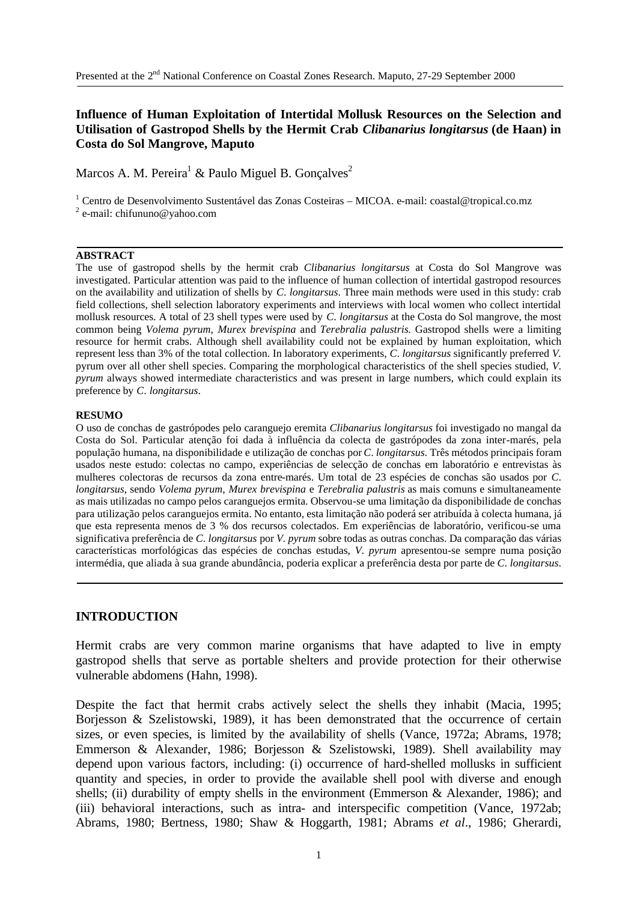Presented at the 2nd National Conference on Coastal Zones Research. Maputo, 27-29 September 2000

# Influence of Human Exploitation of Intertidal Mollusk Resources on the Selection and Utilisation of Gastropod Shells by the Hermit Crab *Clibanarius longitarsus* (de Haan) in Costa do Sol Mangrove, Maputo

Marcos A. M. Pereira[1] & Paulo Miguel B. Gonçalves[2]

[1] Centro de Desenvolvimento Sustentável das Zonas Costeiras – MICOA. e-mail: coastal@tropical.co.mz
[2] e-mail: chifununo@yahoo.com

**ABSTRACT**

The use of gastropod shells by the hermit crab *Clibanarius longitarsus* at Costa do Sol Mangrove was investigated. Particular attention was paid to the influence of human collection of intertidal gastropod resources on the availability and utilization of shells by *C. longitarsus*. Three main methods were used in this study: crab field collections, shell selection laboratory experiments and interviews with local women who collect intertidal mollusk resources. A total of 23 shell types were used by *C. longitarsus* at the Costa do Sol mangrove, the most common being *Volema pyrum*, *Murex brevispina* and *Terebralia palustris.* Gastropod shells were a limiting resource for hermit crabs. Although shell availability could not be explained by human exploitation, which represent less than 3% of the total collection. In laboratory experiments, *C. longitarsus* significantly preferred *V.* pyrum over all other shell species. Comparing the morphological characteristics of the shell species studied, *V. pyrum* always showed intermediate characteristics and was present in large numbers, which could explain its preference by *C. longitarsus*.

**RESUMO**

O uso de conchas de gastrópodes pelo caranguejo eremita *Clibanarius longitarsus* foi investigado no mangal da Costa do Sol. Particular atenção foi dada à influência da colecta de gastrópodes da zona inter-marés, pela população humana, na disponibilidade e utilização de conchas por *C. longitarsus*. Três métodos principais foram usados neste estudo: colectas no campo, experiências de selecção de conchas em laboratório e entrevistas às mulheres colectoras de recursos da zona entre-marés. Um total de 23 espécies de conchas são usados por *C. longitarsus*, sendo *Volema pyrum*, *Murex brevispina* e *Terebralia palustris* as mais comuns e simultaneamente as mais utilizadas no campo pelos caranguejos ermita. Observou-se uma limitação da disponibilidade de conchas para utilização pelos caranguejos ermita. No entanto, esta limitação não poderá ser atribuída à colecta humana, já que esta representa menos de 3 % dos recursos colectados. Em experiências de laboratório, verificou-se uma significativa preferência de *C. longitarsus* por *V. pyrum* sobre todas as outras conchas. Da comparação das várias características morfológicas das espécies de conchas estudas, *V. pyrum* apresentou-se sempre numa posição intermédia, que aliada à sua grande abundância, poderia explicar a preferência desta por parte de *C. longitarsus*.

## INTRODUCTION

Hermit crabs are very common marine organisms that have adapted to live in empty gastropod shells that serve as portable shelters and provide protection for their otherwise vulnerable abdomens (Hahn, 1998).

Despite the fact that hermit crabs actively select the shells they inhabit (Macia, 1995; Borjesson & Szelistowski, 1989), it has been demonstrated that the occurrence of certain sizes, or even species, is limited by the availability of shells (Vance, 1972a; Abrams, 1978; Emmerson & Alexander, 1986; Borjesson & Szelistowski, 1989). Shell availability may depend upon various factors, including: (i) occurrence of hard-shelled mollusks in sufficient quantity and species, in order to provide the available shell pool with diverse and enough shells; (ii) durability of empty shells in the environment (Emmerson & Alexander, 1986); and (iii) behavioral interactions, such as intra- and interspecific competition (Vance, 1972ab; Abrams, 1980; Bertness, 1980; Shaw & Hoggarth, 1981; Abrams *et al*., 1986; Gherardi,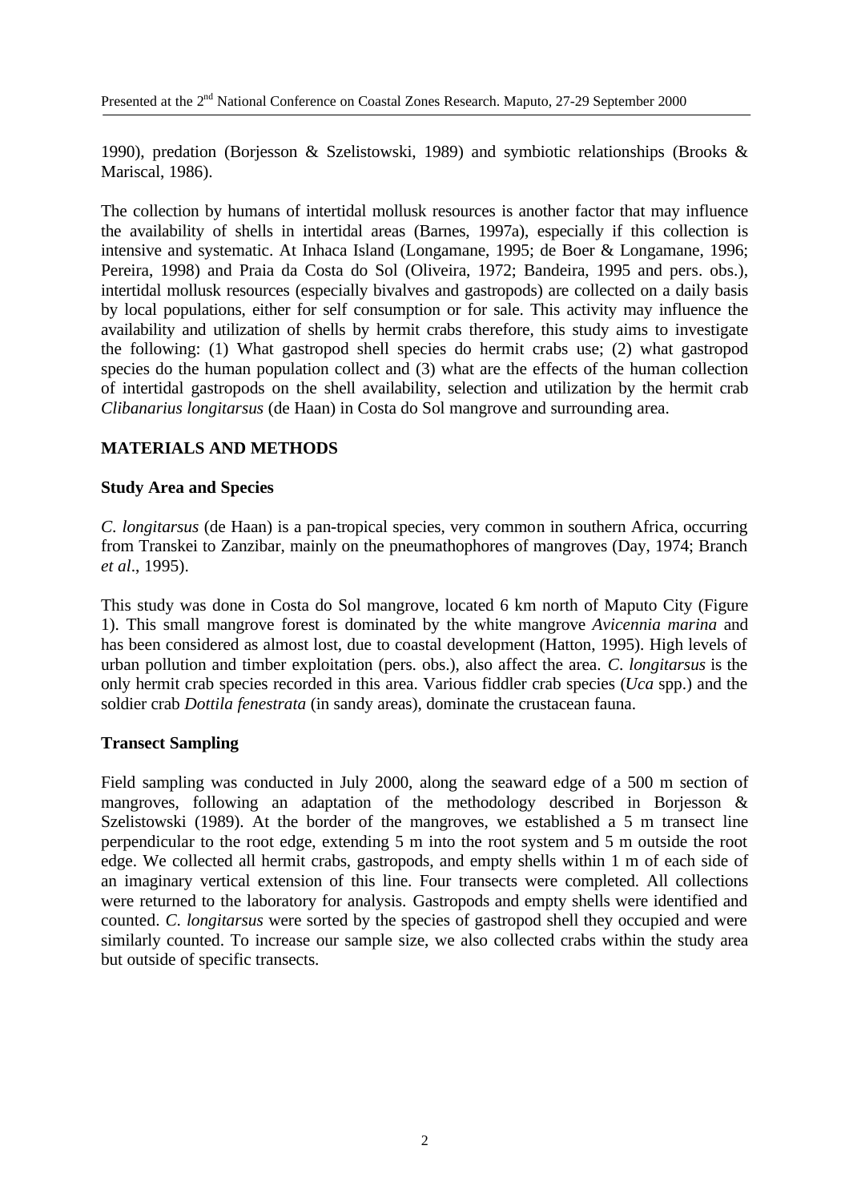1990), predation (Borjesson & Szelistowski, 1989) and symbiotic relationships (Brooks & Mariscal, 1986).

The collection by humans of intertidal mollusk resources is another factor that may influence the availability of shells in intertidal areas (Barnes, 1997a), especially if this collection is intensive and systematic. At Inhaca Island (Longamane, 1995; de Boer & Longamane, 1996; Pereira, 1998) and Praia da Costa do Sol (Oliveira, 1972; Bandeira, 1995 and pers. obs.), intertidal mollusk resources (especially bivalves and gastropods) are collected on a daily basis by local populations, either for self consumption or for sale. This activity may influence the availability and utilization of shells by hermit crabs therefore, this study aims to investigate the following: (1) What gastropod shell species do hermit crabs use; (2) what gastropod species do the human population collect and (3) what are the effects of the human collection of intertidal gastropods on the shell availability, selection and utilization by the hermit crab *Clibanarius longitarsus* (de Haan) in Costa do Sol mangrove and surrounding area.

## MATERIALS AND METHODS

### Study Area and Species

*C. longitarsus* (de Haan) is a pan-tropical species, very common in southern Africa, occurring from Transkei to Zanzibar, mainly on the pneumathophores of mangroves (Day, 1974; Branch *et al*., 1995).

This study was done in Costa do Sol mangrove, located 6 km north of Maputo City (Figure 1). This small mangrove forest is dominated by the white mangrove *Avicennia marina* and has been considered as almost lost, due to coastal development (Hatton, 1995). High levels of urban pollution and timber exploitation (pers. obs.), also affect the area. *C. longitarsus* is the only hermit crab species recorded in this area. Various fiddler crab species (*Uca* spp.) and the soldier crab *Dottila fenestrata* (in sandy areas), dominate the crustacean fauna.

### Transect Sampling

Field sampling was conducted in July 2000, along the seaward edge of a 500 m section of mangroves, following an adaptation of the methodology described in Borjesson & Szelistowski (1989). At the border of the mangroves, we established a 5 m transect line perpendicular to the root edge, extending 5 m into the root system and 5 m outside the root edge. We collected all hermit crabs, gastropods, and empty shells within 1 m of each side of an imaginary vertical extension of this line. Four transects were completed. All collections were returned to the laboratory for analysis. Gastropods and empty shells were identified and counted. *C. longitarsus* were sorted by the species of gastropod shell they occupied and were similarly counted. To increase our sample size, we also collected crabs within the study area but outside of specific transects.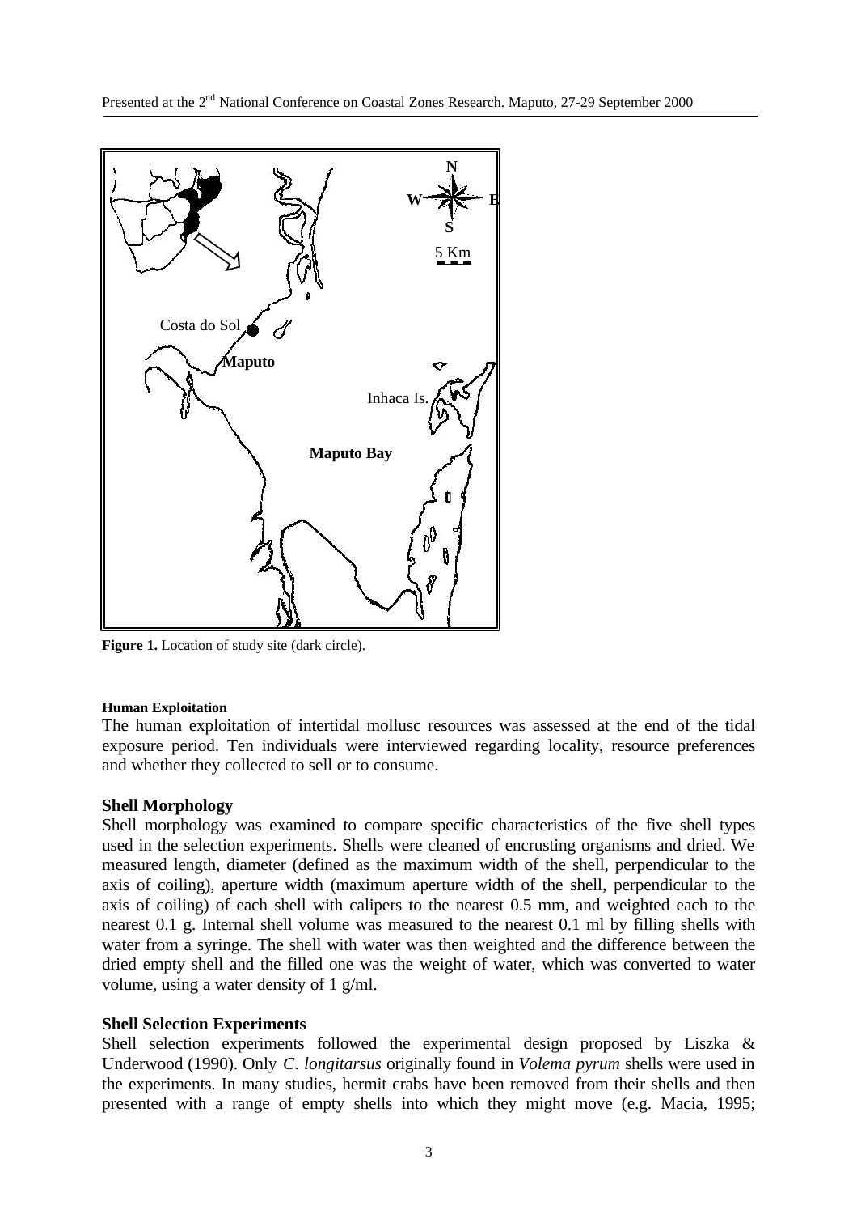**Figure 1.** Location of study site (dark circle).

#### Human Exploitation

The human exploitation of intertidal mollusc resources was assessed at the end of the tidal exposure period. Ten individuals were interviewed regarding locality, resource preferences and whether they collected to sell or to consume.

### Shell Morphology

Shell morphology was examined to compare specific characteristics of the five shell types used in the selection experiments. Shells were cleaned of encrusting organisms and dried. We measured length, diameter (defined as the maximum width of the shell, perpendicular to the axis of coiling), aperture width (maximum aperture width of the shell, perpendicular to the axis of coiling) of each shell with calipers to the nearest 0.5 mm, and weighted each to the nearest 0.1 g. Internal shell volume was measured to the nearest 0.1 ml by filling shells with water from a syringe. The shell with water was then weighted and the difference between the dried empty shell and the filled one was the weight of water, which was converted to water volume, using a water density of 1 g/ml.

### Shell Selection Experiments

Shell selection experiments followed the experimental design proposed by Liszka & Underwood (1990). Only *C. longitarsus* originally found in *Volema pyrum* shells were used in the experiments. In many studies, hermit crabs have been removed from their shells and then presented with a range of empty shells into which they might move (e.g. Macia, 1995;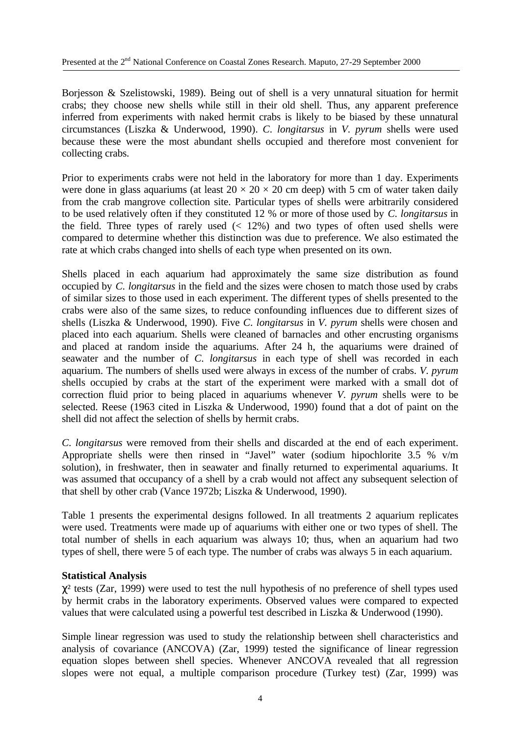Borjesson & Szelistowski, 1989). Being out of shell is a very unnatural situation for hermit crabs; they choose new shells while still in their old shell. Thus, any apparent preference inferred from experiments with naked hermit crabs is likely to be biased by these unnatural circumstances (Liszka & Underwood, 1990). *C. longitarsus* in *V. pyrum* shells were used because these were the most abundant shells occupied and therefore most convenient for collecting crabs.

Prior to experiments crabs were not held in the laboratory for more than 1 day. Experiments were done in glass aquariums (at least $20 \times 20 \times 20$ cm deep) with 5 cm of water taken daily from the crab mangrove collection site. Particular types of shells were arbitrarily considered to be used relatively often if they constituted 12 % or more of those used by *C. longitarsus* in the field. Three types of rarely used (< 12%) and two types of often used shells were compared to determine whether this distinction was due to preference. We also estimated the rate at which crabs changed into shells of each type when presented on its own.

Shells placed in each aquarium had approximately the same size distribution as found occupied by *C. longitarsus* in the field and the sizes were chosen to match those used by crabs of similar sizes to those used in each experiment. The different types of shells presented to the crabs were also of the same sizes, to reduce confounding influences due to different sizes of shells (Liszka & Underwood, 1990). Five *C. longitarsus* in *V. pyrum* shells were chosen and placed into each aquarium. Shells were cleaned of barnacles and other encrusting organisms and placed at random inside the aquariums. After 24 h, the aquariums were drained of seawater and the number of *C. longitarsus* in each type of shell was recorded in each aquarium. The numbers of shells used were always in excess of the number of crabs. *V. pyrum* shells occupied by crabs at the start of the experiment were marked with a small dot of correction fluid prior to being placed in aquariums whenever *V. pyrum* shells were to be selected. Reese (1963 cited in Liszka & Underwood, 1990) found that a dot of paint on the shell did not affect the selection of shells by hermit crabs.

*C. longitarsus* were removed from their shells and discarded at the end of each experiment. Appropriate shells were then rinsed in "Javel" water (sodium hipochlorite 3.5 % v/m solution), in freshwater, then in seawater and finally returned to experimental aquariums. It was assumed that occupancy of a shell by a crab would not affect any subsequent selection of that shell by other crab (Vance 1972b; Liszka & Underwood, 1990).

Table 1 presents the experimental designs followed. In all treatments 2 aquarium replicates were used. Treatments were made up of aquariums with either one or two types of shell. The total number of shells in each aquarium was always 10; thus, when an aquarium had two types of shell, there were 5 of each type. The number of crabs was always 5 in each aquarium.

**Statistical Analysis**

$\chi^2$ tests (Zar, 1999) were used to test the null hypothesis of no preference of shell types used by hermit crabs in the laboratory experiments. Observed values were compared to expected values that were calculated using a powerful test described in Liszka & Underwood (1990).

Simple linear regression was used to study the relationship between shell characteristics and analysis of covariance (ANCOVA) (Zar, 1999) tested the significance of linear regression equation slopes between shell species. Whenever ANCOVA revealed that all regression slopes were not equal, a multiple comparison procedure (Turkey test) (Zar, 1999) was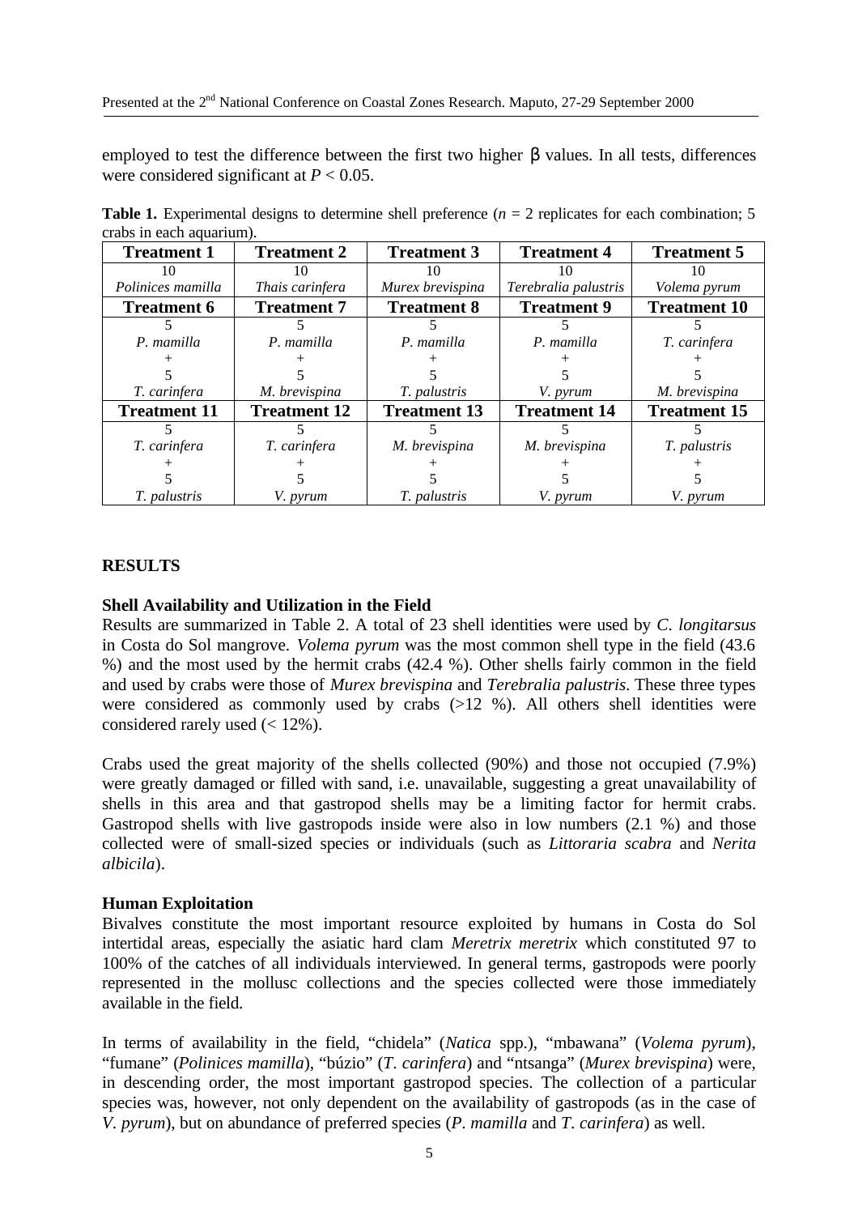employed to test the difference between the first two higher β values. In all tests, differences were considered significant at $P < 0.05$.

**Table 1.** Experimental designs to determine shell preference ($n = 2$ replicates for each combination; 5 crabs in each aquarium).

| Treatment 1 | Treatment 2 | Treatment 3 | Treatment 4 | Treatment 5 |
|---|---|---|---|---|
| 10 *Polinices mamilla* | 10 *Thais carinfera* | 10 *Murex brevispina* | 10 *Terebralia palustris* | 10 *Volema pyrum* |
| **Treatment 6** | **Treatment 7** | **Treatment 8** | **Treatment 9** | **Treatment 10** |
| 5 *P. mamilla* + 5 *T. carinfera* | 5 *P. mamilla* + 5 *M. brevispina* | 5 *P. mamilla* + 5 *T. palustris* | 5 *P. mamilla* + 5 *V. pyrum* | 5 *T. carinfera* + 5 *M. brevispina* |
| **Treatment 11** | **Treatment 12** | **Treatment 13** | **Treatment 14** | **Treatment 15** |
| 5 *T. carinfera* + 5 *T. palustris* | 5 *T. carinfera* + 5 *V. pyrum* | 5 *M. brevispina* + 5 *T. palustris* | 5 *M. brevispina* + 5 *V. pyrum* | 5 *T. palustris* + 5 *V. pyrum* |

## RESULTS

### Shell Availability and Utilization in the Field

Results are summarized in Table 2. A total of 23 shell identities were used by *C. longitarsus* in Costa do Sol mangrove. *Volema pyrum* was the most common shell type in the field (43.6 %) and the most used by the hermit crabs (42.4 %). Other shells fairly common in the field and used by crabs were those of *Murex brevispina* and *Terebralia palustris*. These three types were considered as commonly used by crabs (>12 %). All others shell identities were considered rarely used (< 12%).

Crabs used the great majority of the shells collected (90%) and those not occupied (7.9%) were greatly damaged or filled with sand, i.e. unavailable, suggesting a great unavailability of shells in this area and that gastropod shells may be a limiting factor for hermit crabs. Gastropod shells with live gastropods inside were also in low numbers (2.1 %) and those collected were of small-sized species or individuals (such as *Littoraria scabra* and *Nerita albicila*).

### Human Exploitation

Bivalves constitute the most important resource exploited by humans in Costa do Sol intertidal areas, especially the asiatic hard clam *Meretrix meretrix* which constituted 97 to 100% of the catches of all individuals interviewed. In general terms, gastropods were poorly represented in the mollusc collections and the species collected were those immediately available in the field.

In terms of availability in the field, "chidela" (*Natica* spp.), "mbawana" (*Volema pyrum*), "fumane" (*Polinices mamilla*), "búzio" (*T. carinfera*) and "ntsanga" (*Murex brevispina*) were, in descending order, the most important gastropod species. The collection of a particular species was, however, not only dependent on the availability of gastropods (as in the case of *V. pyrum*), but on abundance of preferred species (*P. mamilla* and *T. carinfera*) as well.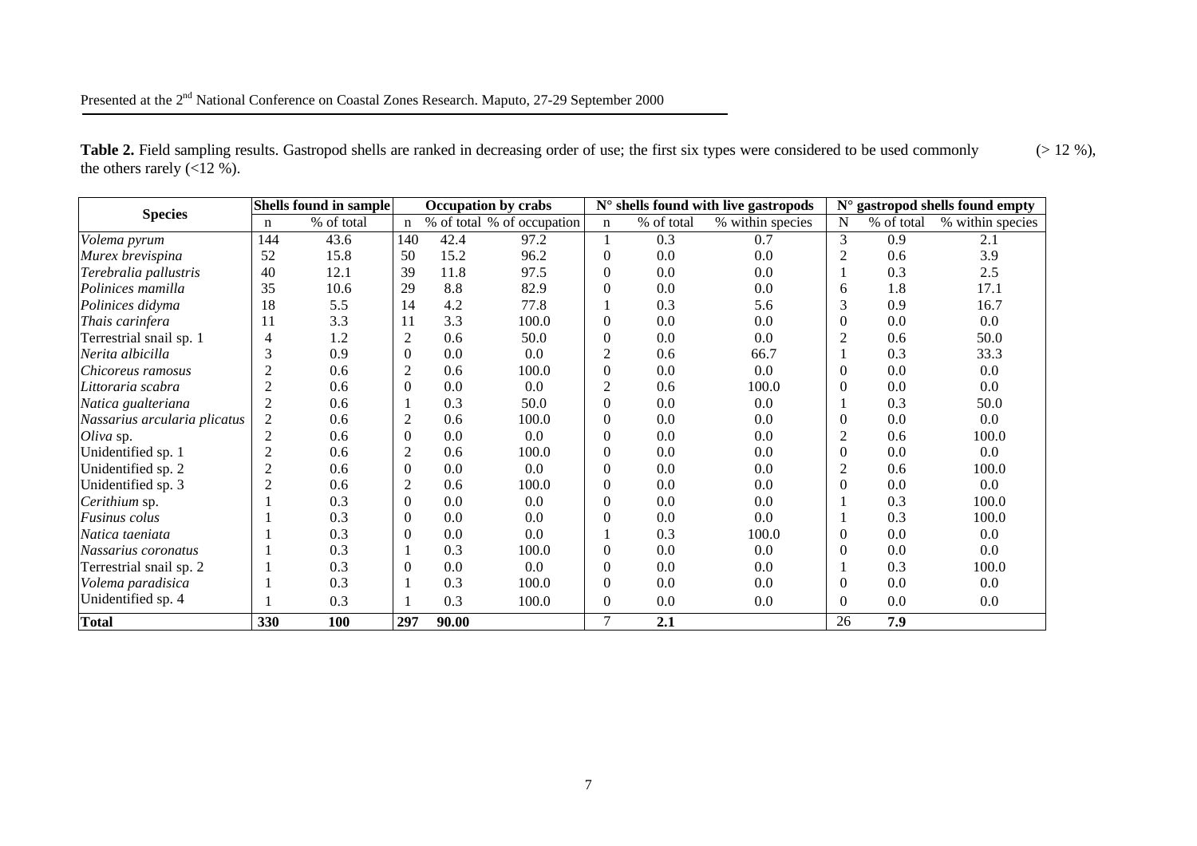**Table 2.** Field sampling results. Gastropod shells are ranked in decreasing order of use; the first six types were considered to be used commonly (> 12 %), the others rarely (<12 %).

| Species | Shells found in sample | | Occupation by crabs | | | N° shells found with live gastropods | | | N° gastropod shells found empty | | |
|---|---|---|---|---|---|---|---|---|---|---|---|
| | n | % of total | n | % of total | % of occupation | n | % of total | % within species | N | % of total | % within species |
| *Volema pyrum* | 144 | 43.6 | 140 | 42.4 | 97.2 | 1 | 0.3 | 0.7 | 3 | 0.9 | 2.1 |
| *Murex brevispina* | 52 | 15.8 | 50 | 15.2 | 96.2 | 0 | 0.0 | 0.0 | 2 | 0.6 | 3.9 |
| *Terebralia pallustris* | 40 | 12.1 | 39 | 11.8 | 97.5 | 0 | 0.0 | 0.0 | 1 | 0.3 | 2.5 |
| *Polinices mamilla* | 35 | 10.6 | 29 | 8.8 | 82.9 | 0 | 0.0 | 0.0 | 6 | 1.8 | 17.1 |
| *Polinices didyma* | 18 | 5.5 | 14 | 4.2 | 77.8 | 1 | 0.3 | 5.6 | 3 | 0.9 | 16.7 |
| *Thais carinfera* | 11 | 3.3 | 11 | 3.3 | 100.0 | 0 | 0.0 | 0.0 | 0 | 0.0 | 0.0 |
| Terrestrial snail sp. 1 | 4 | 1.2 | 2 | 0.6 | 50.0 | 0 | 0.0 | 0.0 | 2 | 0.6 | 50.0 |
| *Nerita albicilla* | 3 | 0.9 | 0 | 0.0 | 0.0 | 2 | 0.6 | 66.7 | 1 | 0.3 | 33.3 |
| *Chicoreus ramosus* | 2 | 0.6 | 2 | 0.6 | 100.0 | 0 | 0.0 | 0.0 | 0 | 0.0 | 0.0 |
| *Littoraria scabra* | 2 | 0.6 | 0 | 0.0 | 0.0 | 2 | 0.6 | 100.0 | 0 | 0.0 | 0.0 |
| *Natica gualteriana* | 2 | 0.6 | 1 | 0.3 | 50.0 | 0 | 0.0 | 0.0 | 1 | 0.3 | 50.0 |
| *Nassarius arcularia plicatus* | 2 | 0.6 | 2 | 0.6 | 100.0 | 0 | 0.0 | 0.0 | 0 | 0.0 | 0.0 |
| *Oliva* sp. | 2 | 0.6 | 0 | 0.0 | 0.0 | 0 | 0.0 | 0.0 | 2 | 0.6 | 100.0 |
| Unidentified sp. 1 | 2 | 0.6 | 2 | 0.6 | 100.0 | 0 | 0.0 | 0.0 | 0 | 0.0 | 0.0 |
| Unidentified sp. 2 | 2 | 0.6 | 0 | 0.0 | 0.0 | 0 | 0.0 | 0.0 | 2 | 0.6 | 100.0 |
| Unidentified sp. 3 | 2 | 0.6 | 2 | 0.6 | 100.0 | 0 | 0.0 | 0.0 | 0 | 0.0 | 0.0 |
| *Cerithium* sp. | 1 | 0.3 | 0 | 0.0 | 0.0 | 0 | 0.0 | 0.0 | 1 | 0.3 | 100.0 |
| *Fusinus colus* | 1 | 0.3 | 0 | 0.0 | 0.0 | 0 | 0.0 | 0.0 | 1 | 0.3 | 100.0 |
| *Natica taeniata* | 1 | 0.3 | 0 | 0.0 | 0.0 | 1 | 0.3 | 100.0 | 0 | 0.0 | 0.0 |
| *Nassarius coronatus* | 1 | 0.3 | 1 | 0.3 | 100.0 | 0 | 0.0 | 0.0 | 0 | 0.0 | 0.0 |
| Terrestrial snail sp. 2 | 1 | 0.3 | 0 | 0.0 | 0.0 | 0 | 0.0 | 0.0 | 1 | 0.3 | 100.0 |
| *Volema paradisica* | 1 | 0.3 | 1 | 0.3 | 100.0 | 0 | 0.0 | 0.0 | 0 | 0.0 | 0.0 |
| Unidentified sp. 4 | 1 | 0.3 | 1 | 0.3 | 100.0 | 0 | 0.0 | 0.0 | 0 | 0.0 | 0.0 |
| **Total** | **330** | **100** | **297** | **90.00** | | 7 | **2.1** | | 26 | **7.9** | |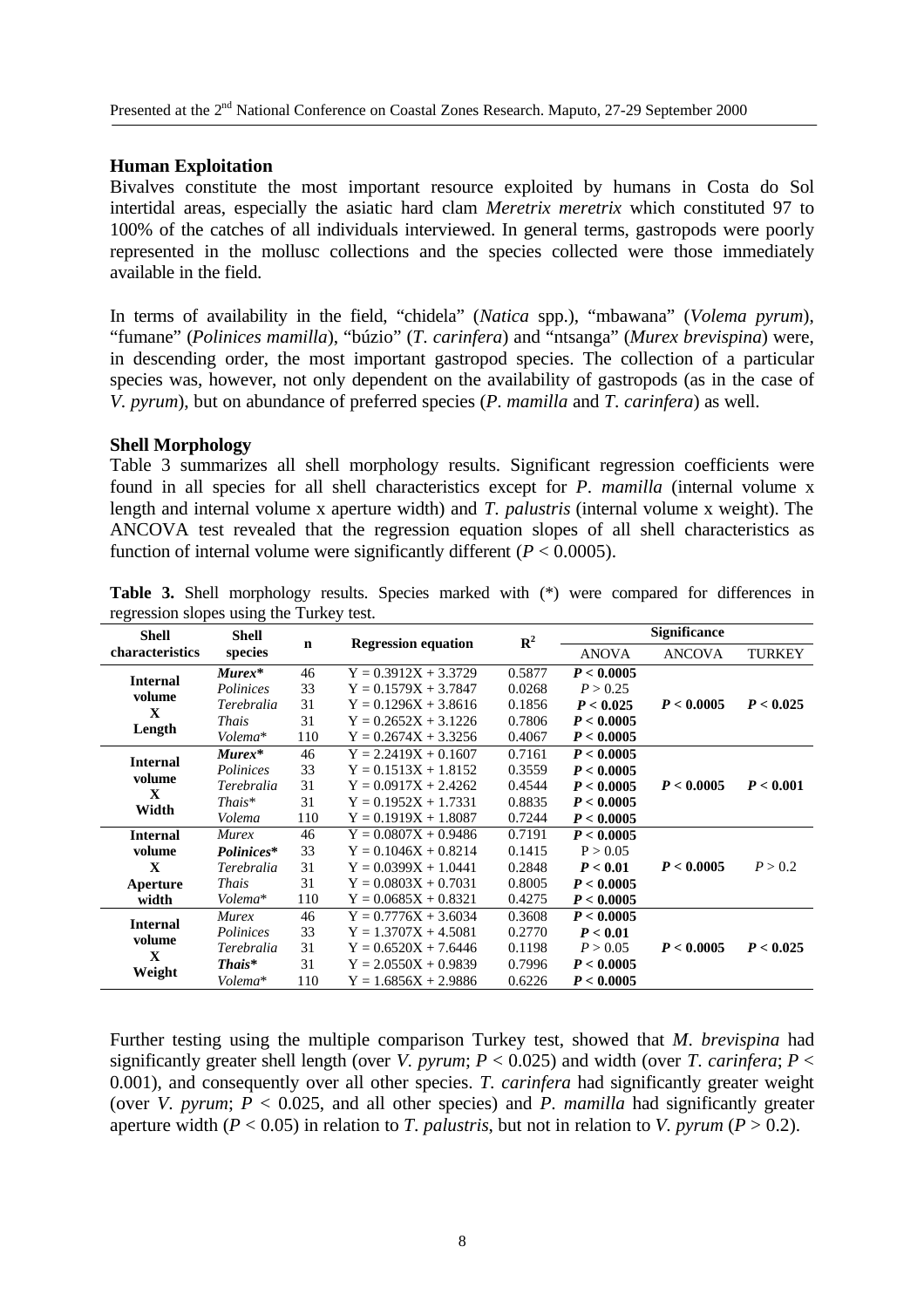### Human Exploitation

Bivalves constitute the most important resource exploited by humans in Costa do Sol intertidal areas, especially the asiatic hard clam *Meretrix meretrix* which constituted 97 to 100% of the catches of all individuals interviewed. In general terms, gastropods were poorly represented in the mollusc collections and the species collected were those immediately available in the field.

In terms of availability in the field, "chidela" (*Natica* spp.), "mbawana" (*Volema pyrum*), "fumane" (*Polinices mamilla*), "búzio" (*T. carinfera*) and "ntsanga" (*Murex brevispina*) were, in descending order, the most important gastropod species. The collection of a particular species was, however, not only dependent on the availability of gastropods (as in the case of *V. pyrum*), but on abundance of preferred species (*P. mamilla* and *T. carinfera*) as well.

### Shell Morphology

Table 3 summarizes all shell morphology results. Significant regression coefficients were found in all species for all shell characteristics except for *P. mamilla* (internal volume x length and internal volume x aperture width) and *T. palustris* (internal volume x weight). The ANCOVA test revealed that the regression equation slopes of all shell characteristics as function of internal volume were significantly different ($P < 0.0005$).

**Table 3.** Shell morphology results. Species marked with (*) were compared for differences in regression slopes using the Turkey test.

| Shell characteristics | Shell species | n | Regression equation | $R^2$ | Significance | | |
|---|---|---|---|---|---|---|---|
| | | | | | ANOVA | ANCOVA | TURKEY |
| **Internal volume X Length** | ***Murex**** | 46 | Y = 0.3912X + 3.3729 | 0.5877 | $\mathbf{P < 0.0005}$ | $\mathbf{P < 0.0005}$ | $\mathbf{P < 0.025}$ |
| | *Polinices* | 33 | Y = 0.1579X + 3.7847 | 0.0268 | $P > 0.25$ | | |
| | *Terebralia* | 31 | Y = 0.1296X + 3.8616 | 0.1856 | $\mathbf{P < 0.025}$ | | |
| | *Thais* | 31 | Y = 0.2652X + 3.1226 | 0.7806 | $\mathbf{P < 0.0005}$ | | |
| | *Volema** | 110 | Y = 0.2674X + 3.3256 | 0.4067 | $\mathbf{P < 0.0005}$ | | |
| **Internal volume X Width** | ***Murex**** | 46 | Y = 2.2419X + 0.1607 | 0.7161 | $\mathbf{P < 0.0005}$ | $\mathbf{P < 0.0005}$ | $\mathbf{P < 0.001}$ |
| | *Polinices* | 33 | Y = 0.1513X + 1.8152 | 0.3559 | $\mathbf{P < 0.0005}$ | | |
| | *Terebralia* | 31 | Y = 0.0917X + 2.4262 | 0.4544 | $\mathbf{P < 0.0005}$ | | |
| | *Thais** | 31 | Y = 0.1952X + 1.7331 | 0.8835 | $\mathbf{P < 0.0005}$ | | |
| | *Volema* | 110 | Y = 0.1919X + 1.8087 | 0.7244 | $\mathbf{P < 0.0005}$ | | |
| **Internal volume X Aperture width** | *Murex* | 46 | Y = 0.0807X + 0.9486 | 0.7191 | $\mathbf{P < 0.0005}$ | $\mathbf{P < 0.0005}$ | $P > 0.2$ |
| | ***Polinices**** | 33 | Y = 0.1046X + 0.8214 | 0.1415 | $P > 0.05$ | | |
| | *Terebralia* | 31 | Y = 0.0399X + 1.0441 | 0.2848 | $\mathbf{P < 0.01}$ | | |
| | *Thais* | 31 | Y = 0.0803X + 0.7031 | 0.8005 | $\mathbf{P < 0.0005}$ | | |
| | *Volema** | 110 | Y = 0.0685X + 0.8321 | 0.4275 | $\mathbf{P < 0.0005}$ | | |
| **Internal volume X Weight** | *Murex* | 46 | Y = 0.7776X + 3.6034 | 0.3608 | $\mathbf{P < 0.0005}$ | $\mathbf{P < 0.0005}$ | $\mathbf{P < 0.025}$ |
| | *Polinices* | 33 | Y = 1.3707X + 4.5081 | 0.2770 | $\mathbf{P < 0.01}$ | | |
| | *Terebralia* | 31 | Y = 0.6520X + 7.6446 | 0.1198 | $P > 0.05$ | | |
| | ***Thais**** | 31 | Y = 2.0550X + 0.9839 | 0.7996 | $\mathbf{P < 0.0005}$ | | |
| | *Volema** | 110 | Y = 1.6856X + 2.9886 | 0.6226 | $\mathbf{P < 0.0005}$ | | |

Further testing using the multiple comparison Turkey test, showed that *M. brevispina* had significantly greater shell length (over *V. pyrum*; $P < 0.025$) and width (over *T. carinfera*; $P < 0.001$), and consequently over all other species. *T. carinfera* had significantly greater weight (over *V. pyrum*; $P < 0.025$, and all other species) and *P. mamilla* had significantly greater aperture width ($P < 0.05$) in relation to *T. palustris*, but not in relation to *V. pyrum* ($P > 0.2$).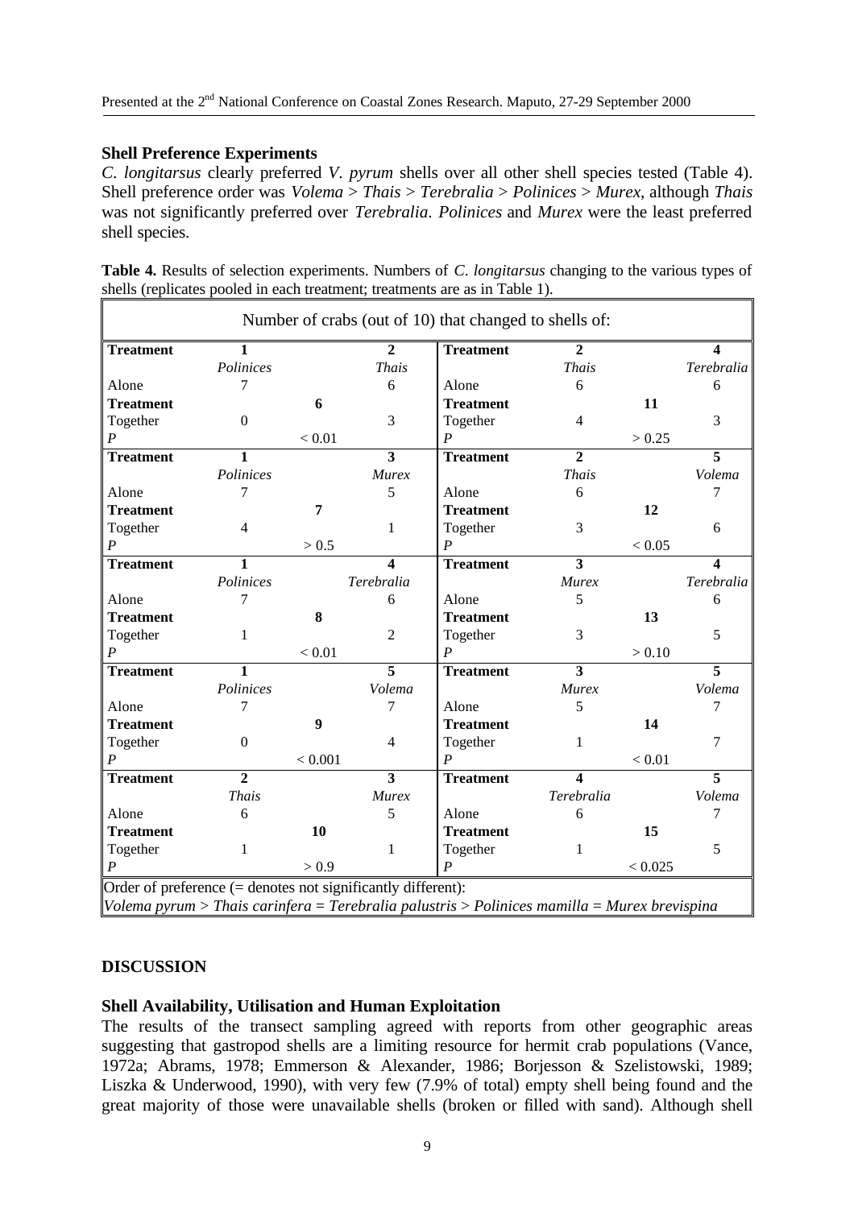### Shell Preference Experiments

*C. longitarsus* clearly preferred *V. pyrum* shells over all other shell species tested (Table 4). Shell preference order was *Volema* > *Thais* > *Terebralia* > *Polinices* > *Murex*, although *Thais* was not significantly preferred over *Terebralia*. *Polinices* and *Murex* were the least preferred shell species.

**Table 4.** Results of selection experiments. Numbers of *C. longitarsus* changing to the various types of shells (replicates pooled in each treatment; treatments are as in Table 1).

| Number of crabs (out of 10) that changed to shells of: | | | | | | | |
|---|---|---|---|---|---|---|---|
| **Treatment** | **1** | | **2** | **Treatment** | **2** | | **4** |
| | *Polinices* | | *Thais* | | *Thais* | | *Terebralia* |
| Alone | 7 | | 6 | Alone | 6 | | 6 |
| **Treatment** | | **6** | | **Treatment** | | **11** | |
| Together | 0 | | 3 | Together | 4 | | 3 |
| *P* | | < 0.01 | | *P* | | > 0.25 | |
| **Treatment** | **1** | | **3** | **Treatment** | **2** | | **5** |
| | *Polinices* | | *Murex* | | *Thais* | | *Volema* |
| Alone | 7 | | 5 | Alone | 6 | | 7 |
| **Treatment** | | **7** | | **Treatment** | | **12** | |
| Together | 4 | | 1 | Together | 3 | | 6 |
| *P* | | > 0.5 | | *P* | | < 0.05 | |
| **Treatment** | **1** | | **4** | **Treatment** | **3** | | **4** |
| | *Polinices* | | *Terebralia* | | *Murex* | | *Terebralia* |
| Alone | 7 | | 6 | Alone | 5 | | 6 |
| **Treatment** | | **8** | | **Treatment** | | **13** | |
| Together | 1 | | 2 | Together | 3 | | 5 |
| *P* | | < 0.01 | | *P* | | > 0.10 | |
| **Treatment** | **1** | | **5** | **Treatment** | **3** | | **5** |
| | *Polinices* | | *Volema* | | *Murex* | | *Volema* |
| Alone | 7 | | 7 | Alone | 5 | | 7 |
| **Treatment** | | **9** | | **Treatment** | | **14** | |
| Together | 0 | | 4 | Together | 1 | | 7 |
| *P* | | < 0.001 | | *P* | | < 0.01 | |
| **Treatment** | **2** | | **3** | **Treatment** | **4** | | **5** |
| | *Thais* | | *Murex* | | *Terebralia* | | *Volema* |
| Alone | 6 | | 5 | Alone | 6 | | 7 |
| **Treatment** | | **10** | | **Treatment** | | **15** | |
| Together | 1 | | 1 | Together | 1 | | 5 |
| *P* | | > 0.9 | | *P* | | < 0.025 | |
| Order of preference (= denotes not significantly different): | | | | | | | |
| *Volema pyrum* > *Thais carinfera* = *Terebralia palustris* > *Polinices mamilla* = *Murex brevispina* | | | | | | | |

## DISCUSSION

### Shell Availability, Utilisation and Human Exploitation

The results of the transect sampling agreed with reports from other geographic areas suggesting that gastropod shells are a limiting resource for hermit crab populations (Vance, 1972a; Abrams, 1978; Emmerson & Alexander, 1986; Borjesson & Szelistowski, 1989; Liszka & Underwood, 1990), with very few (7.9% of total) empty shell being found and the great majority of those were unavailable shells (broken or filled with sand). Although shell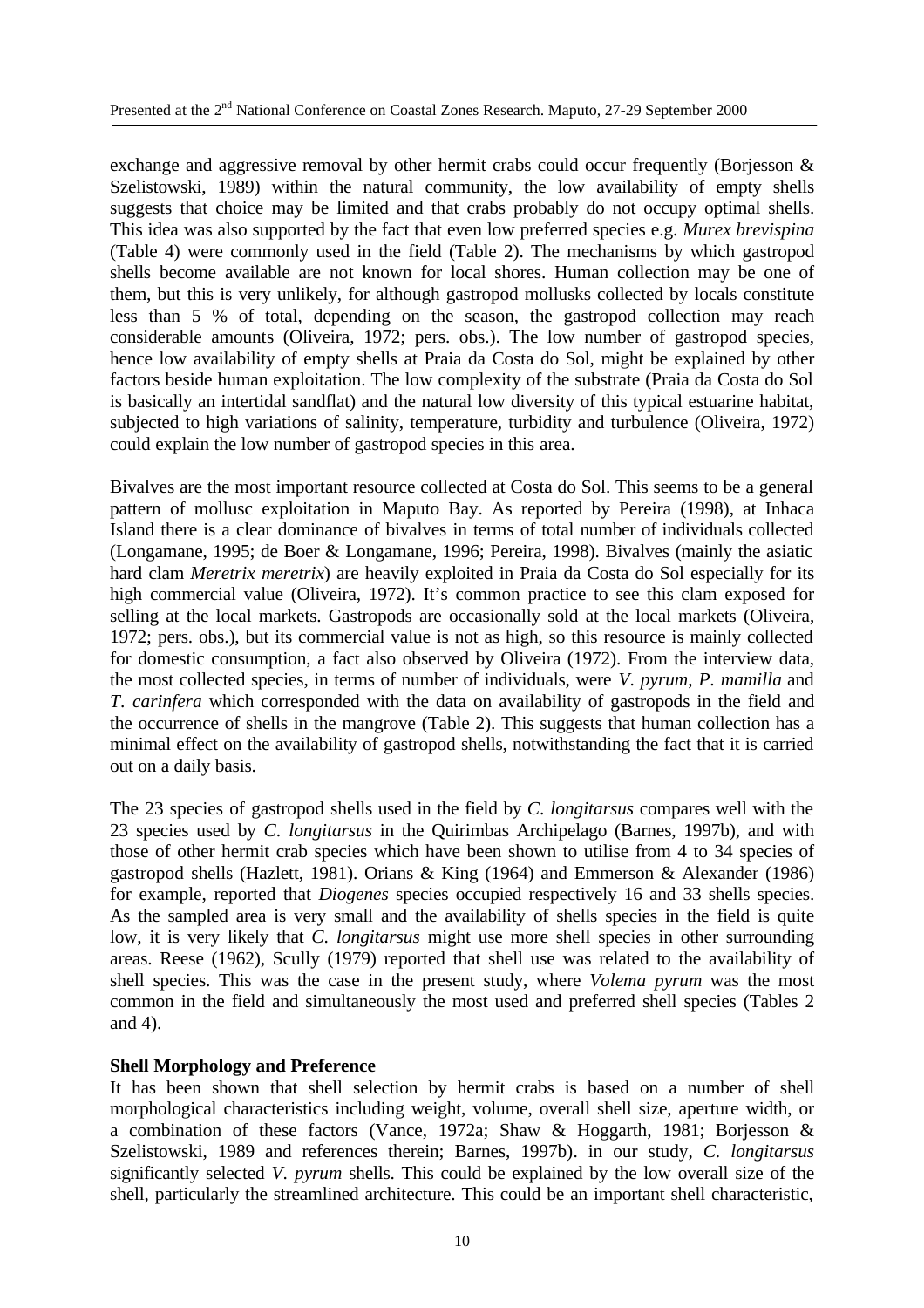exchange and aggressive removal by other hermit crabs could occur frequently (Borjesson & Szelistowski, 1989) within the natural community, the low availability of empty shells suggests that choice may be limited and that crabs probably do not occupy optimal shells. This idea was also supported by the fact that even low preferred species e.g. *Murex brevispina* (Table 4) were commonly used in the field (Table 2). The mechanisms by which gastropod shells become available are not known for local shores. Human collection may be one of them, but this is very unlikely, for although gastropod mollusks collected by locals constitute less than 5 % of total, depending on the season, the gastropod collection may reach considerable amounts (Oliveira, 1972; pers. obs.). The low number of gastropod species, hence low availability of empty shells at Praia da Costa do Sol, might be explained by other factors beside human exploitation. The low complexity of the substrate (Praia da Costa do Sol is basically an intertidal sandflat) and the natural low diversity of this typical estuarine habitat, subjected to high variations of salinity, temperature, turbidity and turbulence (Oliveira, 1972) could explain the low number of gastropod species in this area.

Bivalves are the most important resource collected at Costa do Sol. This seems to be a general pattern of mollusc exploitation in Maputo Bay. As reported by Pereira (1998), at Inhaca Island there is a clear dominance of bivalves in terms of total number of individuals collected (Longamane, 1995; de Boer & Longamane, 1996; Pereira, 1998). Bivalves (mainly the asiatic hard clam *Meretrix meretrix*) are heavily exploited in Praia da Costa do Sol especially for its high commercial value (Oliveira, 1972). It's common practice to see this clam exposed for selling at the local markets. Gastropods are occasionally sold at the local markets (Oliveira, 1972; pers. obs.), but its commercial value is not as high, so this resource is mainly collected for domestic consumption, a fact also observed by Oliveira (1972). From the interview data, the most collected species, in terms of number of individuals, were *V. pyrum*, *P. mamilla* and *T. carinfera* which corresponded with the data on availability of gastropods in the field and the occurrence of shells in the mangrove (Table 2). This suggests that human collection has a minimal effect on the availability of gastropod shells, notwithstanding the fact that it is carried out on a daily basis.

The 23 species of gastropod shells used in the field by *C. longitarsus* compares well with the 23 species used by *C. longitarsus* in the Quirimbas Archipelago (Barnes, 1997b), and with those of other hermit crab species which have been shown to utilise from 4 to 34 species of gastropod shells (Hazlett, 1981). Orians & King (1964) and Emmerson & Alexander (1986) for example, reported that *Diogenes* species occupied respectively 16 and 33 shells species. As the sampled area is very small and the availability of shells species in the field is quite low, it is very likely that *C. longitarsus* might use more shell species in other surrounding areas. Reese (1962), Scully (1979) reported that shell use was related to the availability of shell species. This was the case in the present study, where *Volema pyrum* was the most common in the field and simultaneously the most used and preferred shell species (Tables 2 and 4).

**Shell Morphology and Preference**

It has been shown that shell selection by hermit crabs is based on a number of shell morphological characteristics including weight, volume, overall shell size, aperture width, or a combination of these factors (Vance, 1972a; Shaw & Hoggarth, 1981; Borjesson & Szelistowski, 1989 and references therein; Barnes, 1997b). in our study, *C. longitarsus* significantly selected *V. pyrum* shells. This could be explained by the low overall size of the shell, particularly the streamlined architecture. This could be an important shell characteristic,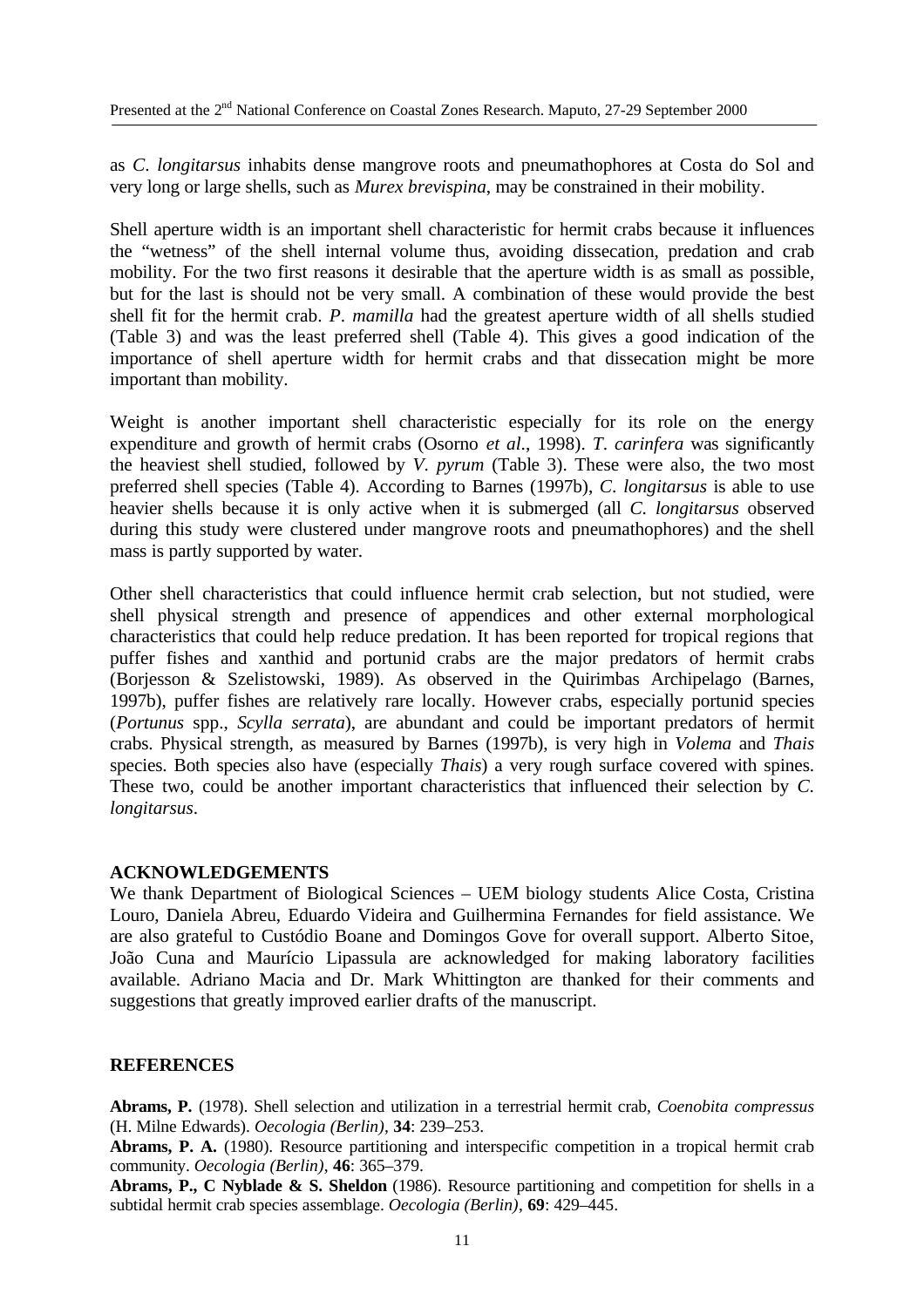as *C. longitarsus* inhabits dense mangrove roots and pneumathophores at Costa do Sol and very long or large shells, such as *Murex brevispina*, may be constrained in their mobility.

Shell aperture width is an important shell characteristic for hermit crabs because it influences the "wetness" of the shell internal volume thus, avoiding dissecation, predation and crab mobility. For the two first reasons it desirable that the aperture width is as small as possible, but for the last is should not be very small. A combination of these would provide the best shell fit for the hermit crab. *P. mamilla* had the greatest aperture width of all shells studied (Table 3) and was the least preferred shell (Table 4). This gives a good indication of the importance of shell aperture width for hermit crabs and that dissecation might be more important than mobility.

Weight is another important shell characteristic especially for its role on the energy expenditure and growth of hermit crabs (Osorno *et al*., 1998). *T. carinfera* was significantly the heaviest shell studied, followed by *V. pyrum* (Table 3). These were also, the two most preferred shell species (Table 4). According to Barnes (1997b), *C. longitarsus* is able to use heavier shells because it is only active when it is submerged (all *C. longitarsus* observed during this study were clustered under mangrove roots and pneumathophores) and the shell mass is partly supported by water.

Other shell characteristics that could influence hermit crab selection, but not studied, were shell physical strength and presence of appendices and other external morphological characteristics that could help reduce predation. It has been reported for tropical regions that puffer fishes and xanthid and portunid crabs are the major predators of hermit crabs (Borjesson & Szelistowski, 1989). As observed in the Quirimbas Archipelago (Barnes, 1997b), puffer fishes are relatively rare locally. However crabs, especially portunid species (*Portunus* spp., *Scylla serrata*), are abundant and could be important predators of hermit crabs. Physical strength, as measured by Barnes (1997b), is very high in *Volema* and *Thais* species. Both species also have (especially *Thais*) a very rough surface covered with spines. These two, could be another important characteristics that influenced their selection by *C. longitarsus*.

## ACKNOWLEDGEMENTS

We thank Department of Biological Sciences – UEM biology students Alice Costa, Cristina Louro, Daniela Abreu, Eduardo Videira and Guilhermina Fernandes for field assistance. We are also grateful to Custódio Boane and Domingos Gove for overall support. Alberto Sitoe, João Cuna and Maurício Lipassula are acknowledged for making laboratory facilities available. Adriano Macia and Dr. Mark Whittington are thanked for their comments and suggestions that greatly improved earlier drafts of the manuscript.

## REFERENCES

**Abrams, P.** (1978). Shell selection and utilization in a terrestrial hermit crab, *Coenobita compressus* (H. Milne Edwards). *Oecologia (Berlin)*, **34**: 239–253.

**Abrams, P. A.** (1980). Resource partitioning and interspecific competition in a tropical hermit crab community. *Oecologia (Berlin)*, **46**: 365–379.

**Abrams, P., C Nyblade & S. Sheldon** (1986). Resource partitioning and competition for shells in a subtidal hermit crab species assemblage. *Oecologia (Berlin)*, **69**: 429–445.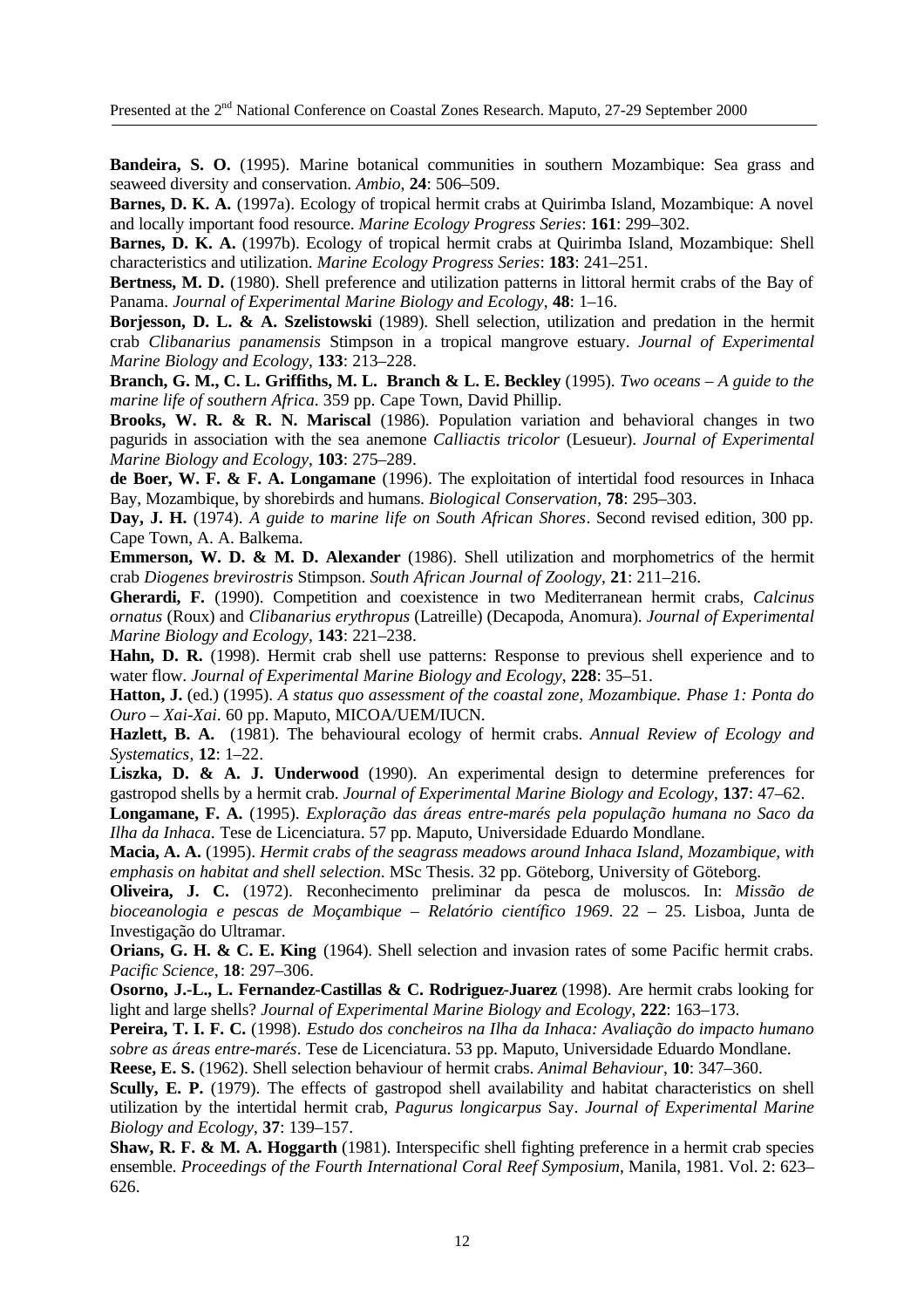**Bandeira, S. O.** (1995). Marine botanical communities in southern Mozambique: Sea grass and seaweed diversity and conservation. *Ambio*, **24**: 506–509.

**Barnes, D. K. A.** (1997a). Ecology of tropical hermit crabs at Quirimba Island, Mozambique: A novel and locally important food resource. *Marine Ecology Progress Series*: **161**: 299–302.

**Barnes, D. K. A.** (1997b). Ecology of tropical hermit crabs at Quirimba Island, Mozambique: Shell characteristics and utilization. *Marine Ecology Progress Series*: **183**: 241–251.

**Bertness, M. D.** (1980). Shell preference and utilization patterns in littoral hermit crabs of the Bay of Panama. *Journal of Experimental Marine Biology and Ecology*, **48**: 1–16.

**Borjesson, D. L. & A. Szelistowski** (1989). Shell selection, utilization and predation in the hermit crab *Clibanarius panamensis* Stimpson in a tropical mangrove estuary. *Journal of Experimental Marine Biology and Ecology*, **133**: 213–228.

**Branch, G. M., C. L. Griffiths, M. L. Branch & L. E. Beckley** (1995). *Two oceans – A guide to the marine life of southern Africa*. 359 pp. Cape Town, David Phillip.

**Brooks, W. R. & R. N. Mariscal** (1986). Population variation and behavioral changes in two pagurids in association with the sea anemone *Calliactis tricolor* (Lesueur). *Journal of Experimental Marine Biology and Ecology*, **103**: 275–289.

**de Boer, W. F. & F. A. Longamane** (1996). The exploitation of intertidal food resources in Inhaca Bay, Mozambique, by shorebirds and humans. *Biological Conservation*, **78**: 295–303.

**Day, J. H.** (1974). *A guide to marine life on South African Shores*. Second revised edition, 300 pp. Cape Town, A. A. Balkema.

**Emmerson, W. D. & M. D. Alexander** (1986). Shell utilization and morphometrics of the hermit crab *Diogenes brevirostris* Stimpson. *South African Journal of Zoology*, **21**: 211–216.

**Gherardi, F.** (1990). Competition and coexistence in two Mediterranean hermit crabs, *Calcinus ornatus* (Roux) and *Clibanarius erythropus* (Latreille) (Decapoda, Anomura). *Journal of Experimental Marine Biology and Ecology*, **143**: 221–238.

**Hahn, D. R.** (1998). Hermit crab shell use patterns: Response to previous shell experience and to water flow. *Journal of Experimental Marine Biology and Ecology*, **228**: 35–51.

**Hatton, J.** (ed.) (1995). *A status quo assessment of the coastal zone, Mozambique. Phase 1: Ponta do Ouro – Xai-Xai*. 60 pp. Maputo, MICOA/UEM/IUCN.

**Hazlett, B. A.** (1981). The behavioural ecology of hermit crabs. *Annual Review of Ecology and Systematics*, **12**: 1–22.

**Liszka, D. & A. J. Underwood** (1990). An experimental design to determine preferences for gastropod shells by a hermit crab. *Journal of Experimental Marine Biology and Ecology*, **137**: 47–62.

**Longamane, F. A.** (1995). *Exploração das áreas entre-marés pela população humana no Saco da Ilha da Inhaca*. Tese de Licenciatura. 57 pp. Maputo, Universidade Eduardo Mondlane.

**Macia, A. A.** (1995). *Hermit crabs of the seagrass meadows around Inhaca Island, Mozambique, with emphasis on habitat and shell selection*. MSc Thesis. 32 pp. Göteborg, University of Göteborg.

**Oliveira, J. C.** (1972). Reconhecimento preliminar da pesca de moluscos. In: *Missão de bioceanologia e pescas de Moçambique – Relatório científico 1969*. 22 – 25. Lisboa, Junta de Investigação do Ultramar.

**Orians, G. H. & C. E. King** (1964). Shell selection and invasion rates of some Pacific hermit crabs. *Pacific Science*, **18**: 297–306.

**Osorno, J.-L., L. Fernandez-Castillas & C. Rodriguez-Juarez** (1998). Are hermit crabs looking for light and large shells? *Journal of Experimental Marine Biology and Ecology*, **222**: 163–173.

**Pereira, T. I. F. C.** (1998). *Estudo dos concheiros na Ilha da Inhaca: Avaliação do impacto humano sobre as áreas entre-marés*. Tese de Licenciatura. 53 pp. Maputo, Universidade Eduardo Mondlane.

**Reese, E. S.** (1962). Shell selection behaviour of hermit crabs. *Animal Behaviour*, **10**: 347–360.

**Scully, E. P.** (1979). The effects of gastropod shell availability and habitat characteristics on shell utilization by the intertidal hermit crab, *Pagurus longicarpus* Say. *Journal of Experimental Marine Biology and Ecology*, **37**: 139–157.

**Shaw, R. F. & M. A. Hoggarth** (1981). Interspecific shell fighting preference in a hermit crab species ensemble. *Proceedings of the Fourth International Coral Reef Symposium*, Manila, 1981. Vol. 2: 623–626.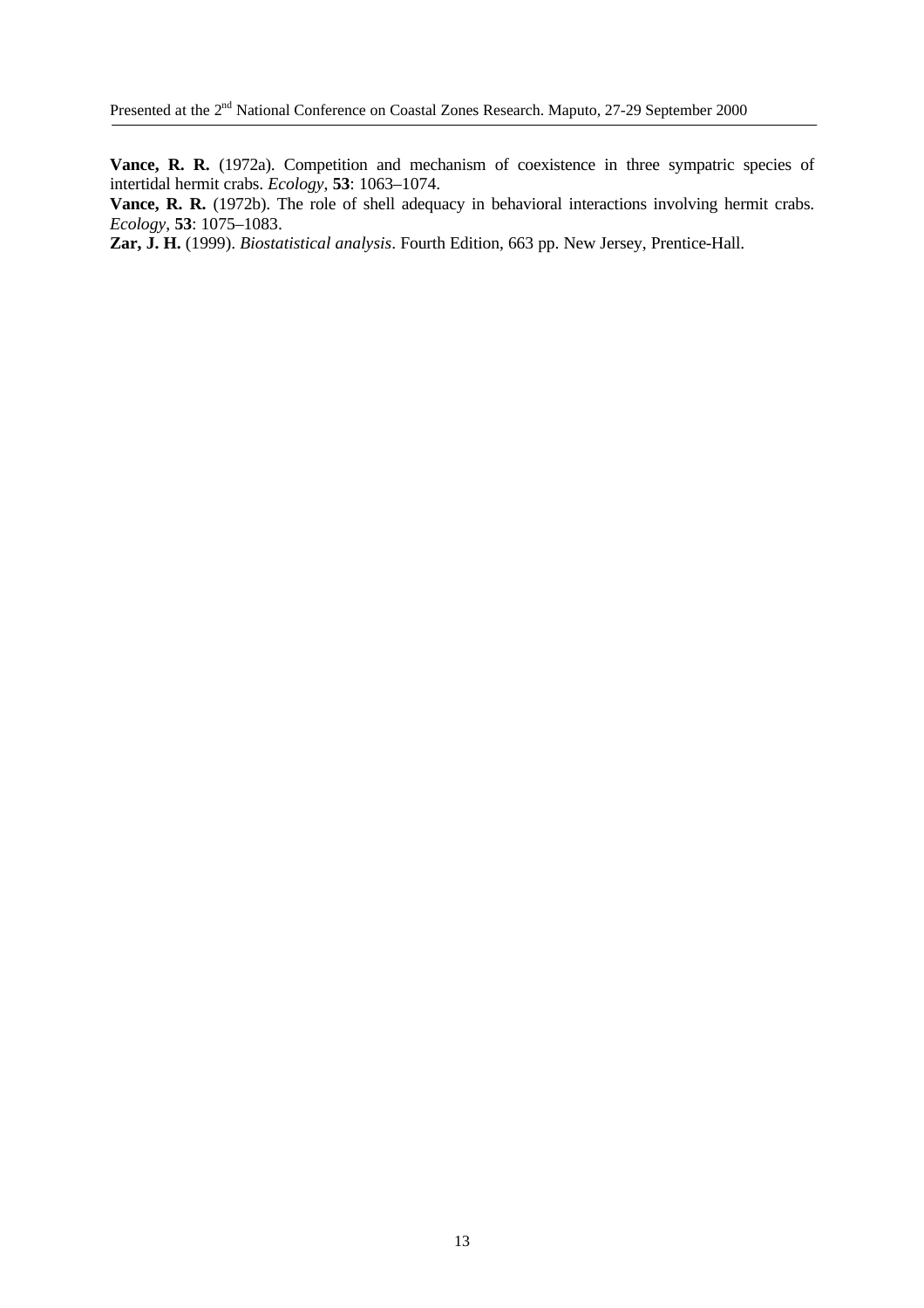**Vance, R. R.** (1972a). Competition and mechanism of coexistence in three sympatric species of intertidal hermit crabs. *Ecology*, **53**: 1063–1074.

**Vance, R. R.** (1972b). The role of shell adequacy in behavioral interactions involving hermit crabs. *Ecology*, **53**: 1075–1083.

**Zar, J. H.** (1999). *Biostatistical analysis*. Fourth Edition, 663 pp. New Jersey, Prentice-Hall.